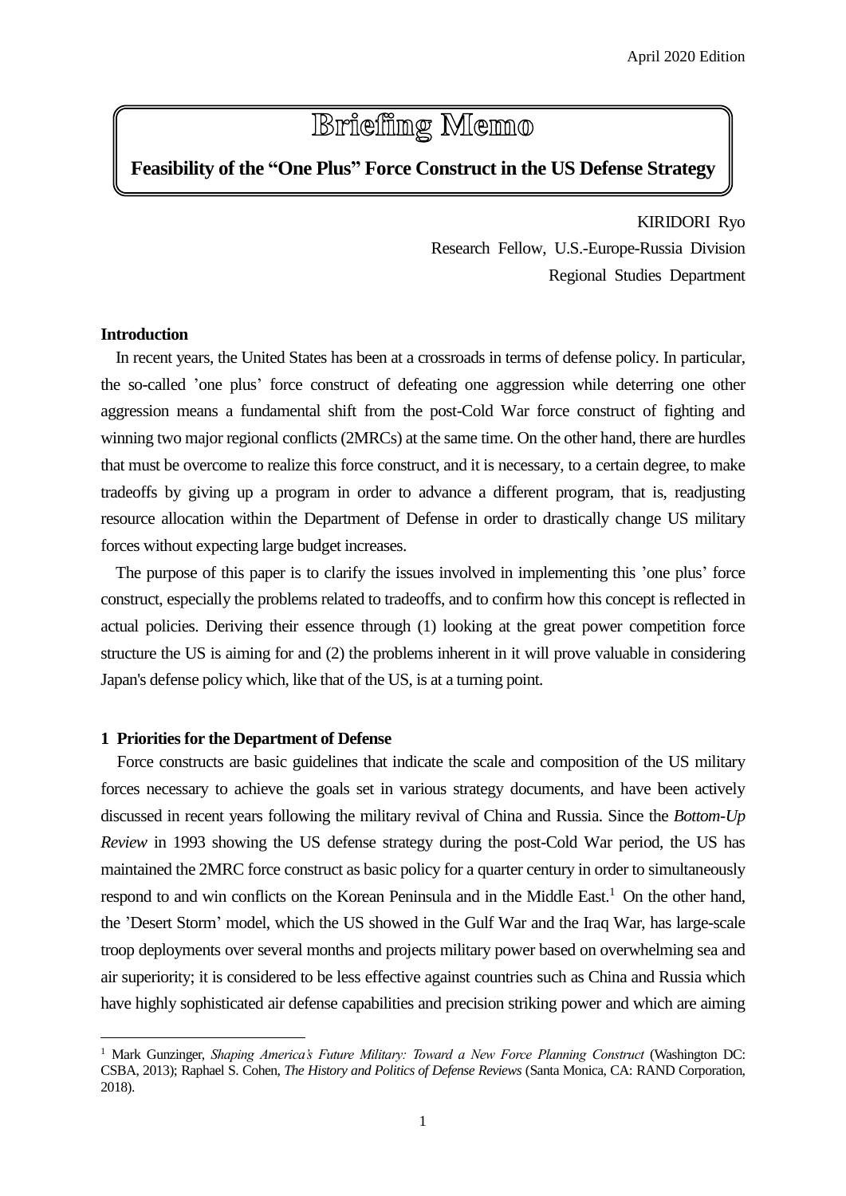April 2020 Edition

# Briefing Memo

## Feasibility of the "One Plus" Force Construct in the US Defense Strategy

KIRIDORI Ryo
Research Fellow, U.S.-Europe-Russia Division
Regional Studies Department

### Introduction

In recent years, the United States has been at a crossroads in terms of defense policy. In particular, the so-called 'one plus' force construct of defeating one aggression while deterring one other aggression means a fundamental shift from the post-Cold War force construct of fighting and winning two major regional conflicts (2MRCs) at the same time. On the other hand, there are hurdles that must be overcome to realize this force construct, and it is necessary, to a certain degree, to make tradeoffs by giving up a program in order to advance a different program, that is, readjusting resource allocation within the Department of Defense in order to drastically change US military forces without expecting large budget increases.

The purpose of this paper is to clarify the issues involved in implementing this 'one plus' force construct, especially the problems related to tradeoffs, and to confirm how this concept is reflected in actual policies. Deriving their essence through (1) looking at the great power competition force structure the US is aiming for and (2) the problems inherent in it will prove valuable in considering Japan's defense policy which, like that of the US, is at a turning point.

### 1 Priorities for the Department of Defense

Force constructs are basic guidelines that indicate the scale and composition of the US military forces necessary to achieve the goals set in various strategy documents, and have been actively discussed in recent years following the military revival of China and Russia. Since the *Bottom-Up Review* in 1993 showing the US defense strategy during the post-Cold War period, the US has maintained the 2MRC force construct as basic policy for a quarter century in order to simultaneously respond to and win conflicts on the Korean Peninsula and in the Middle East.[1] On the other hand, the 'Desert Storm' model, which the US showed in the Gulf War and the Iraq War, has large-scale troop deployments over several months and projects military power based on overwhelming sea and air superiority; it is considered to be less effective against countries such as China and Russia which have highly sophisticated air defense capabilities and precision striking power and which are aiming

---

[1] Mark Gunzinger, *Shaping America's Future Military: Toward a New Force Planning Construct* (Washington DC: CSBA, 2013); Raphael S. Cohen, *The History and Politics of Defense Reviews* (Santa Monica, CA: RAND Corporation, 2018).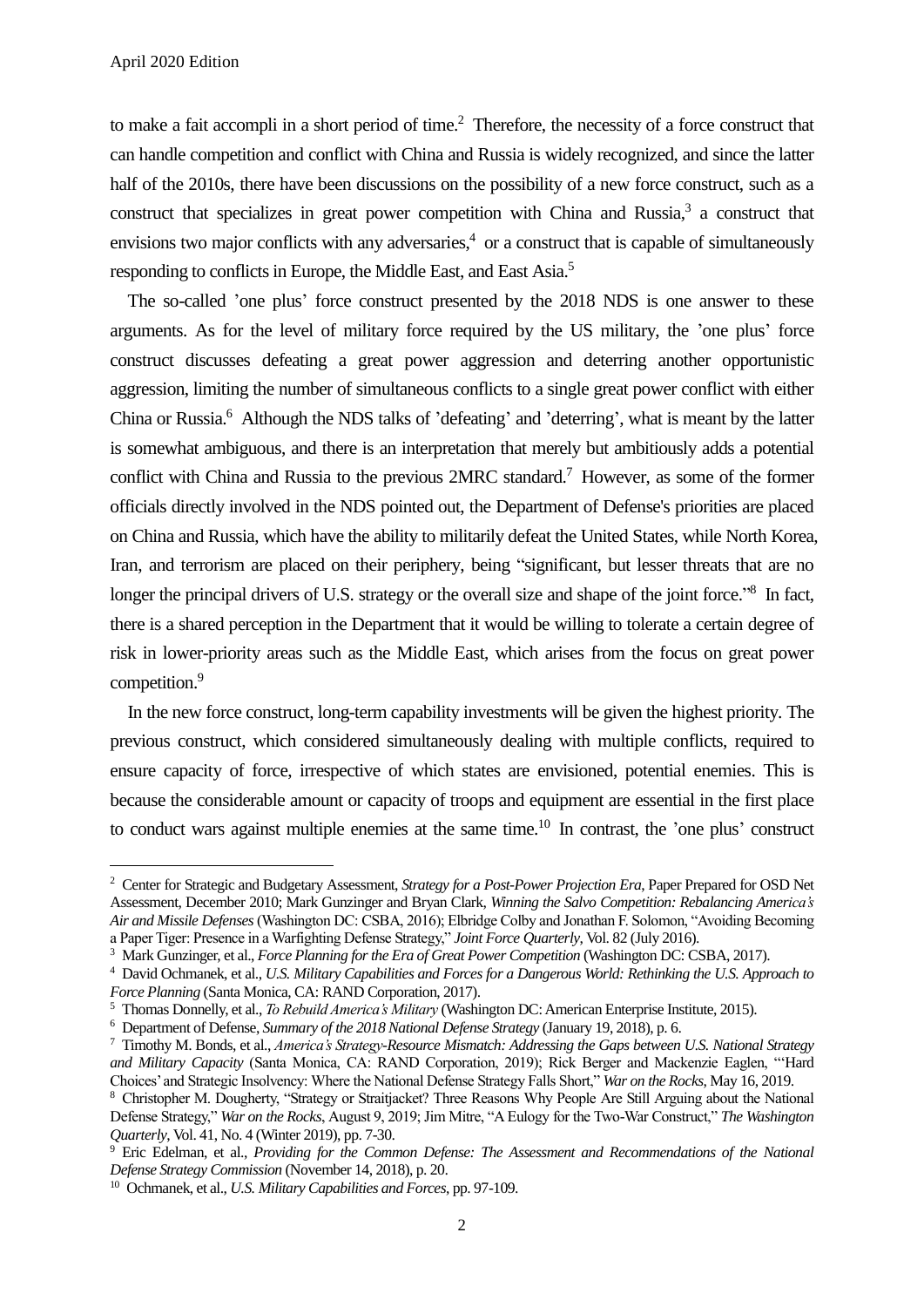to make a fait accompli in a short period of time.[2] Therefore, the necessity of a force construct that can handle competition and conflict with China and Russia is widely recognized, and since the latter half of the 2010s, there have been discussions on the possibility of a new force construct, such as a construct that specializes in great power competition with China and Russia,[3] a construct that envisions two major conflicts with any adversaries,[4] or a construct that is capable of simultaneously responding to conflicts in Europe, the Middle East, and East Asia.[5]

The so-called 'one plus' force construct presented by the 2018 NDS is one answer to these arguments. As for the level of military force required by the US military, the 'one plus' force construct discusses defeating a great power aggression and deterring another opportunistic aggression, limiting the number of simultaneous conflicts to a single great power conflict with either China or Russia.[6] Although the NDS talks of 'defeating' and 'deterring', what is meant by the latter is somewhat ambiguous, and there is an interpretation that merely but ambitiously adds a potential conflict with China and Russia to the previous 2MRC standard.[7] However, as some of the former officials directly involved in the NDS pointed out, the Department of Defense's priorities are placed on China and Russia, which have the ability to militarily defeat the United States, while North Korea, Iran, and terrorism are placed on their periphery, being "significant, but lesser threats that are no longer the principal drivers of U.S. strategy or the overall size and shape of the joint force."[8] In fact, there is a shared perception in the Department that it would be willing to tolerate a certain degree of risk in lower-priority areas such as the Middle East, which arises from the focus on great power competition.[9]

In the new force construct, long-term capability investments will be given the highest priority. The previous construct, which considered simultaneously dealing with multiple conflicts, required to ensure capacity of force, irrespective of which states are envisioned, potential enemies. This is because the considerable amount or capacity of troops and equipment are essential in the first place to conduct wars against multiple enemies at the same time.[10] In contrast, the 'one plus' construct

---

[2] Center for Strategic and Budgetary Assessment, *Strategy for a Post-Power Projection Era*, Paper Prepared for OSD Net Assessment, December 2010; Mark Gunzinger and Bryan Clark, *Winning the Salvo Competition: Rebalancing America's Air and Missile Defenses* (Washington DC: CSBA, 2016); Elbridge Colby and Jonathan F. Solomon, "Avoiding Becoming a Paper Tiger: Presence in a Warfighting Defense Strategy," *Joint Force Quarterly*, Vol. 82 (July 2016).

[3] Mark Gunzinger, et al., *Force Planning for the Era of Great Power Competition* (Washington DC: CSBA, 2017).

[4] David Ochmanek, et al., *U.S. Military Capabilities and Forces for a Dangerous World: Rethinking the U.S. Approach to Force Planning* (Santa Monica, CA: RAND Corporation, 2017).

[5] Thomas Donnelly, et al., *To Rebuild America's Military* (Washington DC: American Enterprise Institute, 2015).

[6] Department of Defense, *Summary of the 2018 National Defense Strategy* (January 19, 2018), p. 6.

[7] Timothy M. Bonds, et al., *America's Strategy-Resource Mismatch: Addressing the Gaps between U.S. National Strategy and Military Capacity* (Santa Monica, CA: RAND Corporation, 2019); Rick Berger and Mackenzie Eaglen, "'Hard Choices' and Strategic Insolvency: Where the National Defense Strategy Falls Short," *War on the Rocks*, May 16, 2019.

[8] Christopher M. Dougherty, "Strategy or Straitjacket? Three Reasons Why People Are Still Arguing about the National Defense Strategy," *War on the Rocks*, August 9, 2019; Jim Mitre, "A Eulogy for the Two-War Construct," *The Washington Quarterly*, Vol. 41, No. 4 (Winter 2019), pp. 7-30.

[9] Eric Edelman, et al., *Providing for the Common Defense: The Assessment and Recommendations of the National Defense Strategy Commission* (November 14, 2018), p. 20.

[10] Ochmanek, et al., *U.S. Military Capabilities and Forces*, pp. 97-109.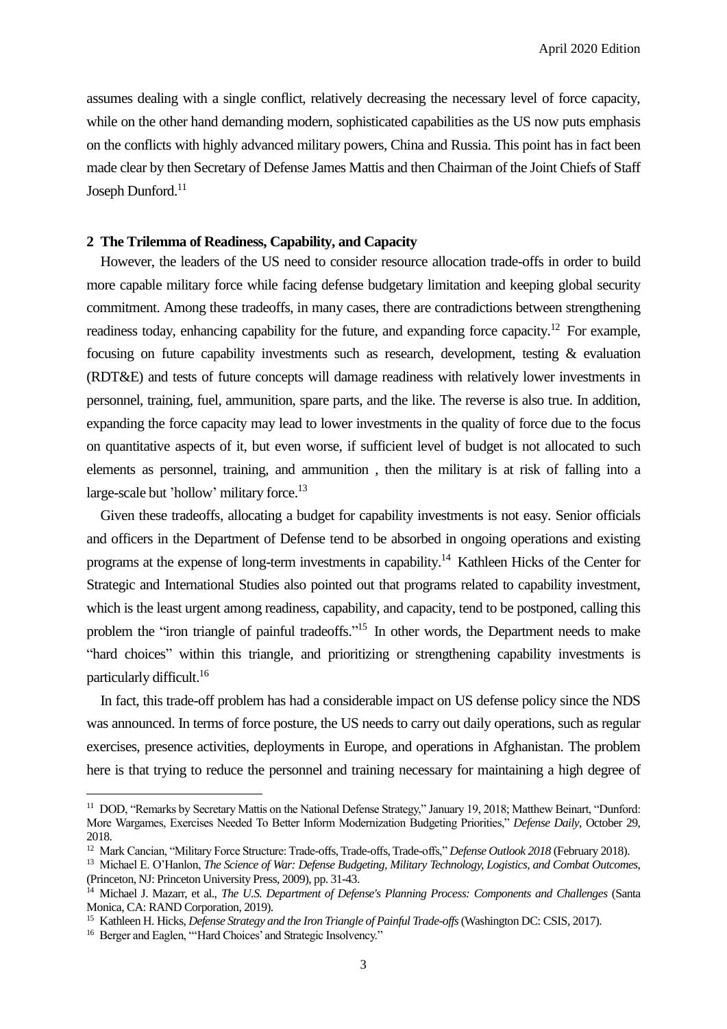assumes dealing with a single conflict, relatively decreasing the necessary level of force capacity, while on the other hand demanding modern, sophisticated capabilities as the US now puts emphasis on the conflicts with highly advanced military powers, China and Russia. This point has in fact been made clear by then Secretary of Defense James Mattis and then Chairman of the Joint Chiefs of Staff Joseph Dunford.[11]

## 2 The Trilemma of Readiness, Capability, and Capacity

However, the leaders of the US need to consider resource allocation trade-offs in order to build more capable military force while facing defense budgetary limitation and keeping global security commitment. Among these tradeoffs, in many cases, there are contradictions between strengthening readiness today, enhancing capability for the future, and expanding force capacity.[12] For example, focusing on future capability investments such as research, development, testing & evaluation (RDT&E) and tests of future concepts will damage readiness with relatively lower investments in personnel, training, fuel, ammunition, spare parts, and the like. The reverse is also true. In addition, expanding the force capacity may lead to lower investments in the quality of force due to the focus on quantitative aspects of it, but even worse, if sufficient level of budget is not allocated to such elements as personnel, training, and ammunition , then the military is at risk of falling into a large-scale but 'hollow' military force.[13]

Given these tradeoffs, allocating a budget for capability investments is not easy. Senior officials and officers in the Department of Defense tend to be absorbed in ongoing operations and existing programs at the expense of long-term investments in capability.[14] Kathleen Hicks of the Center for Strategic and International Studies also pointed out that programs related to capability investment, which is the least urgent among readiness, capability, and capacity, tend to be postponed, calling this problem the "iron triangle of painful tradeoffs."[15] In other words, the Department needs to make "hard choices" within this triangle, and prioritizing or strengthening capability investments is particularly difficult.[16]

In fact, this trade-off problem has had a considerable impact on US defense policy since the NDS was announced. In terms of force posture, the US needs to carry out daily operations, such as regular exercises, presence activities, deployments in Europe, and operations in Afghanistan. The problem here is that trying to reduce the personnel and training necessary for maintaining a high degree of

---

[11] DOD, "Remarks by Secretary Mattis on the National Defense Strategy," January 19, 2018; Matthew Beinart, "Dunford: More Wargames, Exercises Needed To Better Inform Modernization Budgeting Priorities," *Defense Daily*, October 29, 2018.

[12] Mark Cancian, "Military Force Structure: Trade-offs, Trade-offs, Trade-offs," *Defense Outlook 2018* (February 2018).

[13] Michael E. O'Hanlon, *The Science of War: Defense Budgeting, Military Technology, Logistics, and Combat Outcomes*, (Princeton, NJ: Princeton University Press, 2009), pp. 31-43.

[14] Michael J. Mazarr, et al., *The U.S. Department of Defense's Planning Process: Components and Challenges* (Santa Monica, CA: RAND Corporation, 2019).

[15] Kathleen H. Hicks, *Defense Strategy and the Iron Triangle of Painful Trade-offs* (Washington DC: CSIS, 2017).

[16] Berger and Eaglen, "'Hard Choices' and Strategic Insolvency."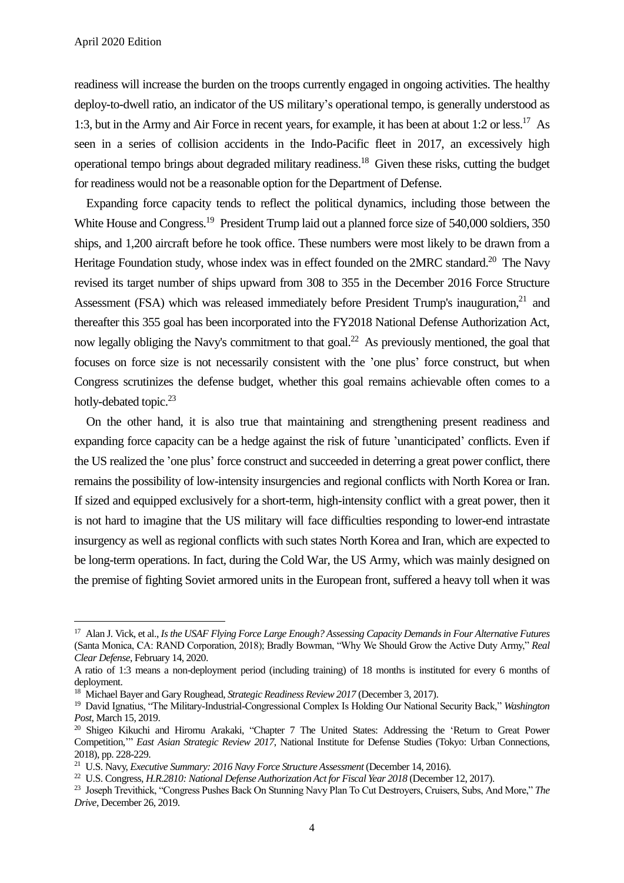readiness will increase the burden on the troops currently engaged in ongoing activities. The healthy deploy-to-dwell ratio, an indicator of the US military's operational tempo, is generally understood as 1:3, but in the Army and Air Force in recent years, for example, it has been at about 1:2 or less.[17] As seen in a series of collision accidents in the Indo-Pacific fleet in 2017, an excessively high operational tempo brings about degraded military readiness.[18] Given these risks, cutting the budget for readiness would not be a reasonable option for the Department of Defense.

Expanding force capacity tends to reflect the political dynamics, including those between the White House and Congress.[19] President Trump laid out a planned force size of 540,000 soldiers, 350 ships, and 1,200 aircraft before he took office. These numbers were most likely to be drawn from a Heritage Foundation study, whose index was in effect founded on the 2MRC standard.[20] The Navy revised its target number of ships upward from 308 to 355 in the December 2016 Force Structure Assessment (FSA) which was released immediately before President Trump's inauguration,[21] and thereafter this 355 goal has been incorporated into the FY2018 National Defense Authorization Act, now legally obliging the Navy's commitment to that goal.[22] As previously mentioned, the goal that focuses on force size is not necessarily consistent with the 'one plus' force construct, but when Congress scrutinizes the defense budget, whether this goal remains achievable often comes to a hotly-debated topic.[23]

On the other hand, it is also true that maintaining and strengthening present readiness and expanding force capacity can be a hedge against the risk of future 'unanticipated' conflicts. Even if the US realized the 'one plus' force construct and succeeded in deterring a great power conflict, there remains the possibility of low-intensity insurgencies and regional conflicts with North Korea or Iran. If sized and equipped exclusively for a short-term, high-intensity conflict with a great power, then it is not hard to imagine that the US military will face difficulties responding to lower-end intrastate insurgency as well as regional conflicts with such states North Korea and Iran, which are expected to be long-term operations. In fact, during the Cold War, the US Army, which was mainly designed on the premise of fighting Soviet armored units in the European front, suffered a heavy toll when it was

---

[17] Alan J. Vick, et al., *Is the USAF Flying Force Large Enough? Assessing Capacity Demands in Four Alternative Futures* (Santa Monica, CA: RAND Corporation, 2018); Bradly Bowman, "Why We Should Grow the Active Duty Army," *Real Clear Defense*, February 14, 2020.
A ratio of 1:3 means a non-deployment period (including training) of 18 months is instituted for every 6 months of deployment.

[18] Michael Bayer and Gary Roughead, *Strategic Readiness Review 2017* (December 3, 2017).

[19] David Ignatius, "The Military-Industrial-Congressional Complex Is Holding Our National Security Back," *Washington Post*, March 15, 2019.

[20] Shigeo Kikuchi and Hiromu Arakaki, "Chapter 7 The United States: Addressing the 'Return to Great Power Competition,'" *East Asian Strategic Review 2017*, National Institute for Defense Studies (Tokyo: Urban Connections, 2018), pp. 228-229.

[21] U.S. Navy, *Executive Summary: 2016 Navy Force Structure Assessment* (December 14, 2016).

[22] U.S. Congress, *H.R.2810: National Defense Authorization Act for Fiscal Year 2018* (December 12, 2017).

[23] Joseph Trevithick, "Congress Pushes Back On Stunning Navy Plan To Cut Destroyers, Cruisers, Subs, And More," *The Drive*, December 26, 2019.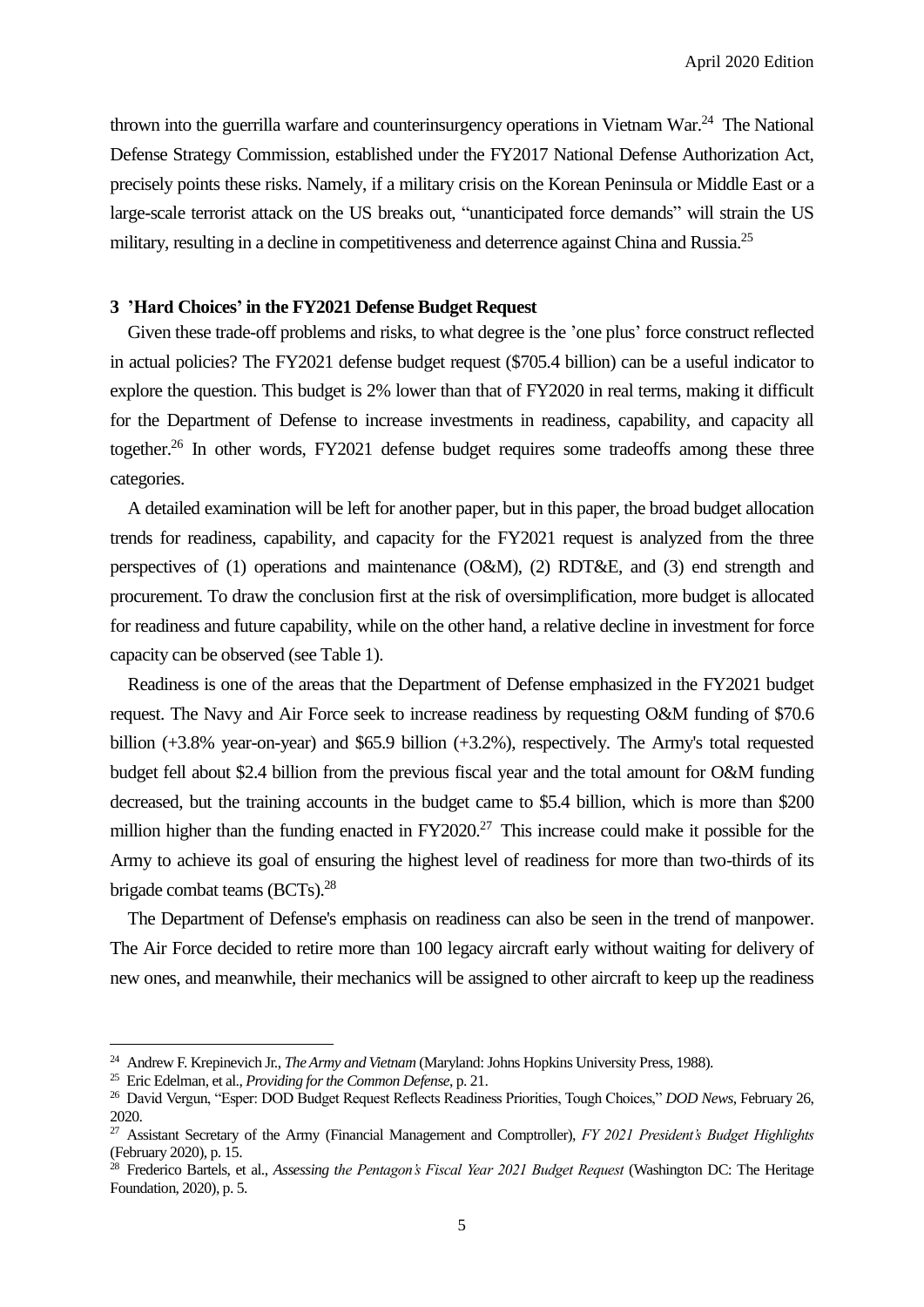thrown into the guerrilla warfare and counterinsurgency operations in Vietnam War.[24] The National Defense Strategy Commission, established under the FY2017 National Defense Authorization Act, precisely points these risks. Namely, if a military crisis on the Korean Peninsula or Middle East or a large-scale terrorist attack on the US breaks out, "unanticipated force demands" will strain the US military, resulting in a decline in competitiveness and deterrence against China and Russia.[25]

### 3 'Hard Choices' in the FY2021 Defense Budget Request

Given these trade-off problems and risks, to what degree is the 'one plus' force construct reflected in actual policies? The FY2021 defense budget request ($705.4 billion) can be a useful indicator to explore the question. This budget is 2% lower than that of FY2020 in real terms, making it difficult for the Department of Defense to increase investments in readiness, capability, and capacity all together.[26] In other words, FY2021 defense budget requires some tradeoffs among these three categories.

A detailed examination will be left for another paper, but in this paper, the broad budget allocation trends for readiness, capability, and capacity for the FY2021 request is analyzed from the three perspectives of (1) operations and maintenance (O&M), (2) RDT&E, and (3) end strength and procurement. To draw the conclusion first at the risk of oversimplification, more budget is allocated for readiness and future capability, while on the other hand, a relative decline in investment for force capacity can be observed (see Table 1).

Readiness is one of the areas that the Department of Defense emphasized in the FY2021 budget request. The Navy and Air Force seek to increase readiness by requesting O&M funding of $70.6 billion (+3.8% year-on-year) and $65.9 billion (+3.2%), respectively. The Army's total requested budget fell about $2.4 billion from the previous fiscal year and the total amount for O&M funding decreased, but the training accounts in the budget came to $5.4 billion, which is more than $200 million higher than the funding enacted in FY2020.[27] This increase could make it possible for the Army to achieve its goal of ensuring the highest level of readiness for more than two-thirds of its brigade combat teams (BCTs).[28]

The Department of Defense's emphasis on readiness can also be seen in the trend of manpower. The Air Force decided to retire more than 100 legacy aircraft early without waiting for delivery of new ones, and meanwhile, their mechanics will be assigned to other aircraft to keep up the readiness

---

[24] Andrew F. Krepinevich Jr., *The Army and Vietnam* (Maryland: Johns Hopkins University Press, 1988).

[25] Eric Edelman, et al., *Providing for the Common Defense*, p. 21.

[26] David Vergun, "Esper: DOD Budget Request Reflects Readiness Priorities, Tough Choices," *DOD News*, February 26, 2020.

[27] Assistant Secretary of the Army (Financial Management and Comptroller), *FY 2021 President's Budget Highlights* (February 2020), p. 15.

[28] Frederico Bartels, et al., *Assessing the Pentagon's Fiscal Year 2021 Budget Request* (Washington DC: The Heritage Foundation, 2020), p. 5.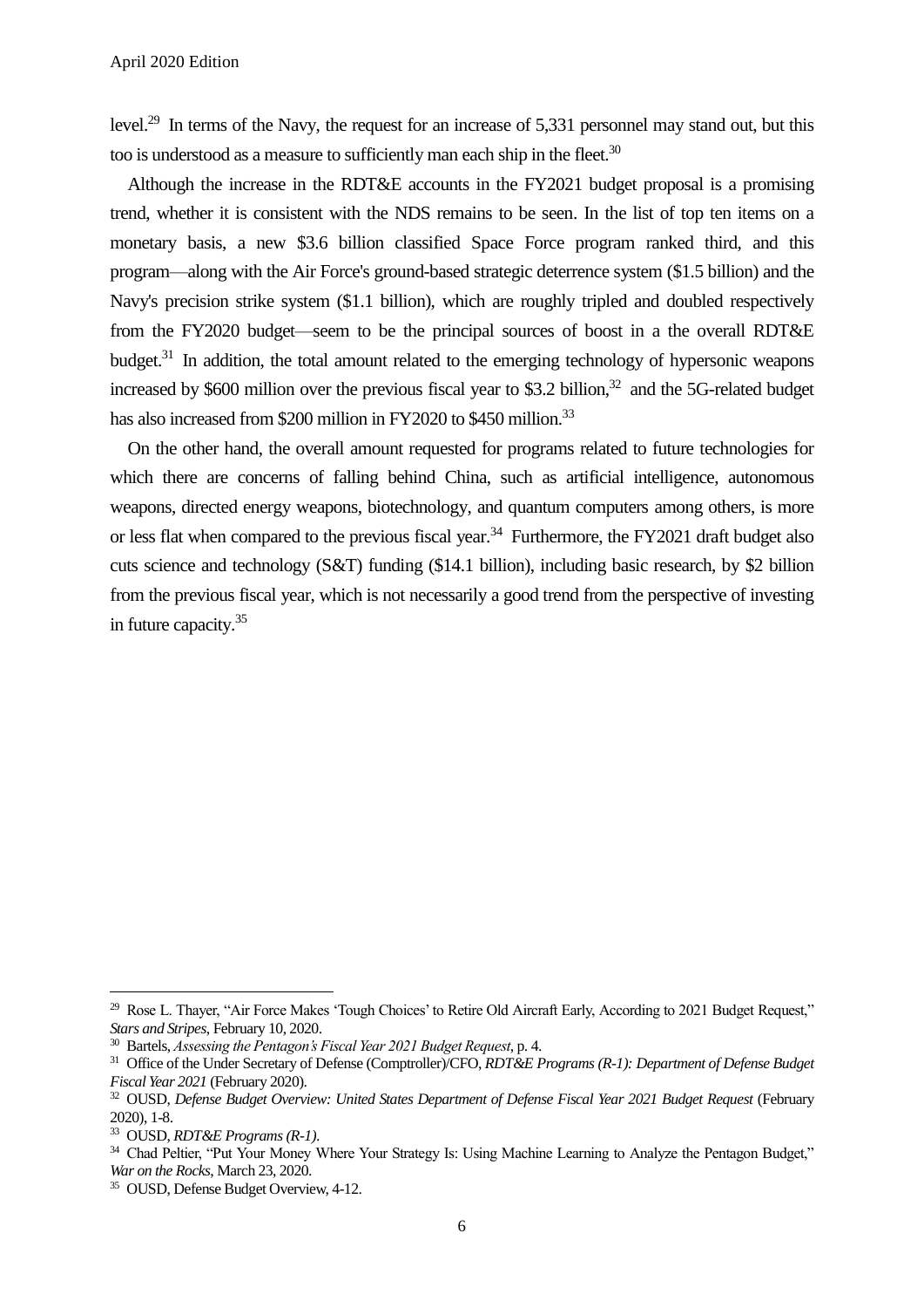level.[29] In terms of the Navy, the request for an increase of 5,331 personnel may stand out, but this too is understood as a measure to sufficiently man each ship in the fleet.[30]

Although the increase in the RDT&E accounts in the FY2021 budget proposal is a promising trend, whether it is consistent with the NDS remains to be seen. In the list of top ten items on a monetary basis, a new $3.6 billion classified Space Force program ranked third, and this program—along with the Air Force's ground-based strategic deterrence system ($1.5 billion) and the Navy's precision strike system ($1.1 billion), which are roughly tripled and doubled respectively from the FY2020 budget—seem to be the principal sources of boost in a the overall RDT&E budget.[31] In addition, the total amount related to the emerging technology of hypersonic weapons increased by $600 million over the previous fiscal year to $3.2 billion,[32] and the 5G-related budget has also increased from $200 million in FY2020 to $450 million.[33]

On the other hand, the overall amount requested for programs related to future technologies for which there are concerns of falling behind China, such as artificial intelligence, autonomous weapons, directed energy weapons, biotechnology, and quantum computers among others, is more or less flat when compared to the previous fiscal year.[34] Furthermore, the FY2021 draft budget also cuts science and technology (S&T) funding ($14.1 billion), including basic research, by $2 billion from the previous fiscal year, which is not necessarily a good trend from the perspective of investing in future capacity.[35]

---

[29] Rose L. Thayer, "Air Force Makes 'Tough Choices' to Retire Old Aircraft Early, According to 2021 Budget Request," *Stars and Stripes*, February 10, 2020.

[30] Bartels, *Assessing the Pentagon's Fiscal Year 2021 Budget Request*, p. 4.

[31] Office of the Under Secretary of Defense (Comptroller)/CFO, *RDT&E Programs (R-1): Department of Defense Budget Fiscal Year 2021* (February 2020).

[32] OUSD, *Defense Budget Overview: United States Department of Defense Fiscal Year 2021 Budget Request* (February 2020), 1-8.

[33] OUSD, *RDT&E Programs (R-1)*.

[34] Chad Peltier, "Put Your Money Where Your Strategy Is: Using Machine Learning to Analyze the Pentagon Budget," *War on the Rocks*, March 23, 2020.

[35] OUSD, Defense Budget Overview, 4-12.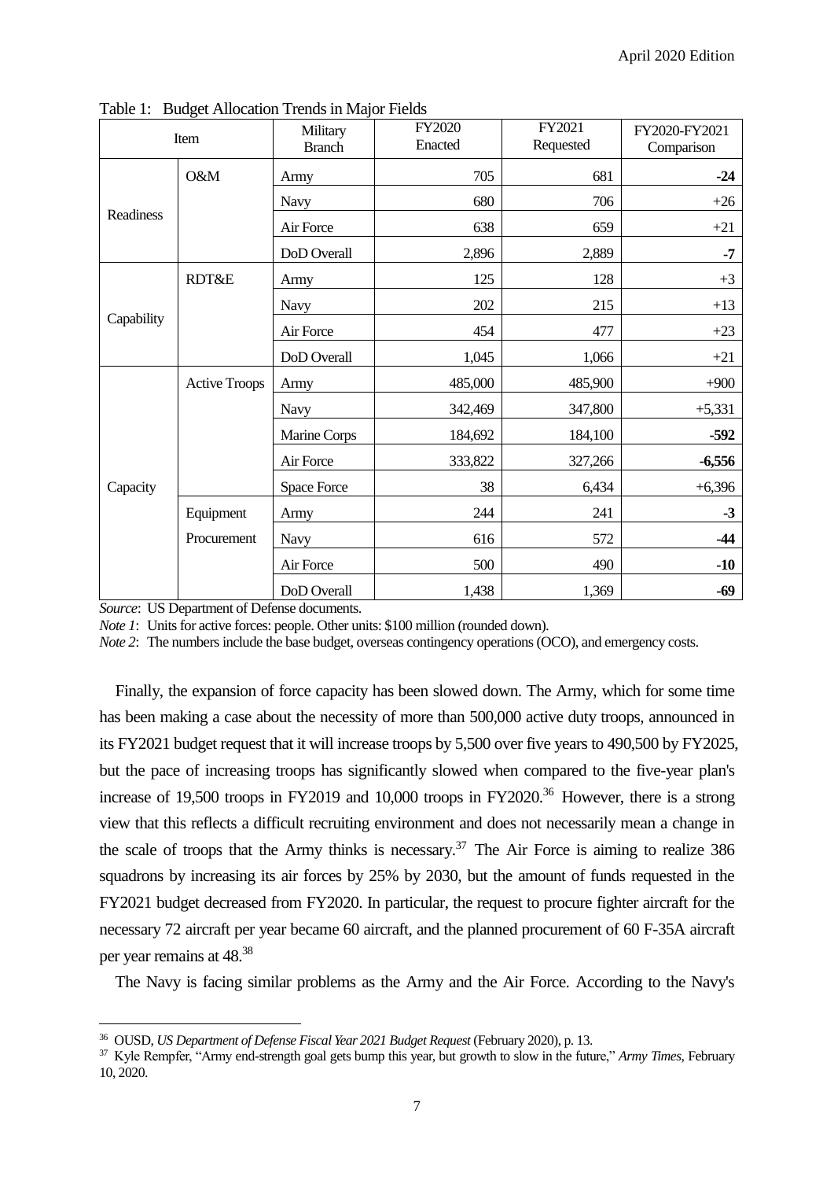Table 1: Budget Allocation Trends in Major Fields

| Item | | Military Branch | FY2020 Enacted | FY2021 Requested | FY2020-FY2021 Comparison |
|---|---|---|---|---|---|
| Readiness | O&M | Army | 705 | 681 | **-24** |
| | | Navy | 680 | 706 | +26 |
| | | Air Force | 638 | 659 | +21 |
| | | DoD Overall | 2,896 | 2,889 | **-7** |
| Capability | RDT&E | Army | 125 | 128 | +3 |
| | | Navy | 202 | 215 | +13 |
| | | Air Force | 454 | 477 | +23 |
| | | DoD Overall | 1,045 | 1,066 | +21 |
| Capacity | Active Troops | Army | 485,000 | 485,900 | +900 |
| | | Navy | 342,469 | 347,800 | +5,331 |
| | | Marine Corps | 184,692 | 184,100 | **-592** |
| | | Air Force | 333,822 | 327,266 | **-6,556** |
| | | Space Force | 38 | 6,434 | +6,396 |
| | Equipment Procurement | Army | 244 | 241 | **-3** |
| | | Navy | 616 | 572 | **-44** |
| | | Air Force | 500 | 490 | **-10** |
| | | DoD Overall | 1,438 | 1,369 | **-69** |

*Source*: US Department of Defense documents.

*Note 1*: Units for active forces: people. Other units: $100 million (rounded down).

*Note 2*: The numbers include the base budget, overseas contingency operations (OCO), and emergency costs.

Finally, the expansion of force capacity has been slowed down. The Army, which for some time has been making a case about the necessity of more than 500,000 active duty troops, announced in its FY2021 budget request that it will increase troops by 5,500 over five years to 490,500 by FY2025, but the pace of increasing troops has significantly slowed when compared to the five-year plan's increase of 19,500 troops in FY2019 and 10,000 troops in FY2020.[36] However, there is a strong view that this reflects a difficult recruiting environment and does not necessarily mean a change in the scale of troops that the Army thinks is necessary.[37] The Air Force is aiming to realize 386 squadrons by increasing its air forces by 25% by 2030, but the amount of funds requested in the FY2021 budget decreased from FY2020. In particular, the request to procure fighter aircraft for the necessary 72 aircraft per year became 60 aircraft, and the planned procurement of 60 F-35A aircraft per year remains at 48.[38]

The Navy is facing similar problems as the Army and the Air Force. According to the Navy's

[36] OUSD, *US Department of Defense Fiscal Year 2021 Budget Request* (February 2020), p. 13.

[37] Kyle Rempfer, "Army end-strength goal gets bump this year, but growth to slow in the future," *Army Times*, February 10, 2020.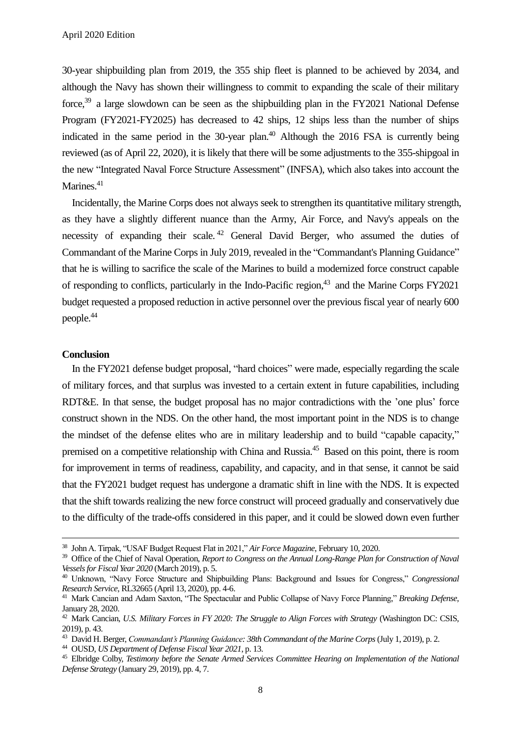30-year shipbuilding plan from 2019, the 355 ship fleet is planned to be achieved by 2034, and although the Navy has shown their willingness to commit to expanding the scale of their military force,[39] a large slowdown can be seen as the shipbuilding plan in the FY2021 National Defense Program (FY2021-FY2025) has decreased to 42 ships, 12 ships less than the number of ships indicated in the same period in the 30-year plan.[40] Although the 2016 FSA is currently being reviewed (as of April 22, 2020), it is likely that there will be some adjustments to the 355-shipgoal in the new "Integrated Naval Force Structure Assessment" (INFSA), which also takes into account the Marines.[41]

Incidentally, the Marine Corps does not always seek to strengthen its quantitative military strength, as they have a slightly different nuance than the Army, Air Force, and Navy's appeals on the necessity of expanding their scale.[42] General David Berger, who assumed the duties of Commandant of the Marine Corps in July 2019, revealed in the "Commandant's Planning Guidance" that he is willing to sacrifice the scale of the Marines to build a modernized force construct capable of responding to conflicts, particularly in the Indo-Pacific region,[43] and the Marine Corps FY2021 budget requested a proposed reduction in active personnel over the previous fiscal year of nearly 600 people.[44]

**Conclusion**

In the FY2021 defense budget proposal, "hard choices" were made, especially regarding the scale of military forces, and that surplus was invested to a certain extent in future capabilities, including RDT&E. In that sense, the budget proposal has no major contradictions with the 'one plus' force construct shown in the NDS. On the other hand, the most important point in the NDS is to change the mindset of the defense elites who are in military leadership and to build "capable capacity," premised on a competitive relationship with China and Russia.[45] Based on this point, there is room for improvement in terms of readiness, capability, and capacity, and in that sense, it cannot be said that the FY2021 budget request has undergone a dramatic shift in line with the NDS. It is expected that the shift towards realizing the new force construct will proceed gradually and conservatively due to the difficulty of the trade-offs considered in this paper, and it could be slowed down even further

---

[38] John A. Tirpak, "USAF Budget Request Flat in 2021," *Air Force Magazine*, February 10, 2020.

[39] Office of the Chief of Naval Operation, *Report to Congress on the Annual Long-Range Plan for Construction of Naval Vessels for Fiscal Year 2020* (March 2019), p. 5.

[40] Unknown, "Navy Force Structure and Shipbuilding Plans: Background and Issues for Congress," *Congressional Research Service*, RL32665 (April 13, 2020), pp. 4-6.

[41] Mark Cancian and Adam Saxton, "The Spectacular and Public Collapse of Navy Force Planning," *Breaking Defense*, January 28, 2020.

[42] Mark Cancian, *U.S. Military Forces in FY 2020: The Struggle to Align Forces with Strategy* (Washington DC: CSIS, 2019), p. 43.

[43] David H. Berger, *Commandant's Planning Guidance: 38th Commandant of the Marine Corps* (July 1, 2019), p. 2.

[44] OUSD, *US Department of Defense Fiscal Year 2021*, p. 13.

[45] Elbridge Colby, *Testimony before the Senate Armed Services Committee Hearing on Implementation of the National Defense Strategy* (January 29, 2019), pp. 4, 7.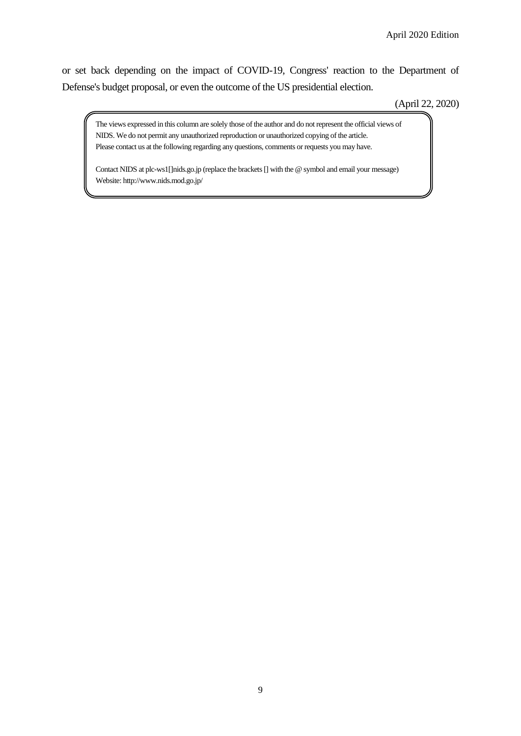or set back depending on the impact of COVID-19, Congress' reaction to the Department of Defense's budget proposal, or even the outcome of the US presidential election.

(April 22, 2020)

The views expressed in this column are solely those of the author and do not represent the official views of NIDS. We do not permit any unauthorized reproduction or unauthorized copying of the article.
Please contact us at the following regarding any questions, comments or requests you may have.

Contact NIDS at plc-ws1[]nids.go.jp (replace the brackets [] with the @ symbol and email your message)
Website: http://www.nids.mod.go.jp/